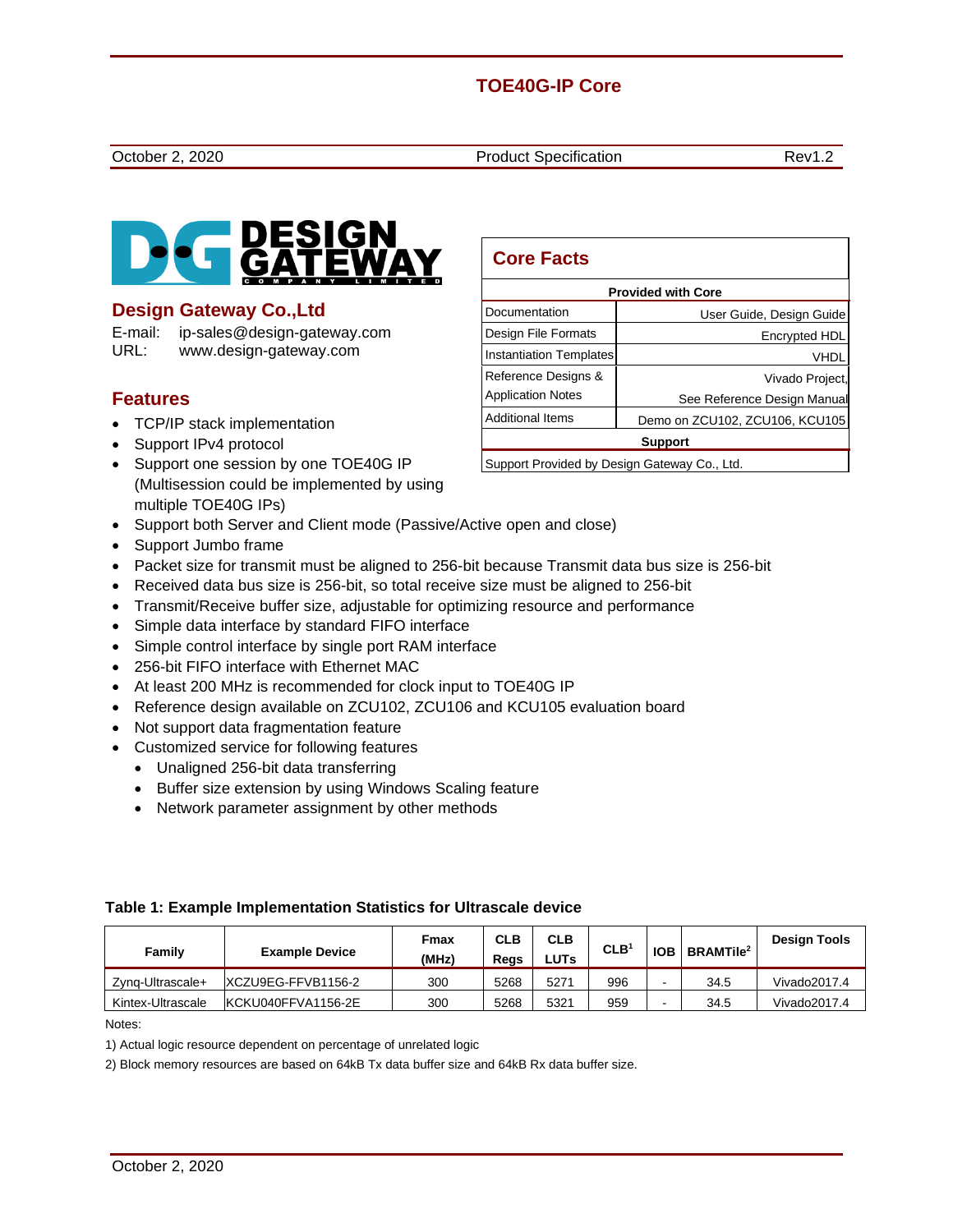# TOE40G-IP Core

October 2, 2020 | Product Specification | Rev1.2

## Design Gateway Co.,Ltd

E-mail: ip-sales@design-gateway.com
URL: www.design-gateway.com

## Core Facts

| Provided with Core | |
|---|---|
| Documentation | User Guide, Design Guide |
| Design File Formats | Encrypted HDL |
| Instantiation Templates | VHDL |
| Reference Designs & Application Notes | Vivado Project, See Reference Design Manual |
| Additional Items | Demo on ZCU102, ZCU106, KCU105 |
| **Support** | |
| Support Provided by Design Gateway Co., Ltd. | |

## Features

- TCP/IP stack implementation
- Support IPv4 protocol
- Support one session by one TOE40G IP (Multisession could be implemented by using multiple TOE40G IPs)
- Support both Server and Client mode (Passive/Active open and close)
- Support Jumbo frame
- Packet size for transmit must be aligned to 256-bit because Transmit data bus size is 256-bit
- Received data bus size is 256-bit, so total receive size must be aligned to 256-bit
- Transmit/Receive buffer size, adjustable for optimizing resource and performance
- Simple data interface by standard FIFO interface
- Simple control interface by single port RAM interface
- 256-bit FIFO interface with Ethernet MAC
- At least 200 MHz is recommended for clock input to TOE40G IP
- Reference design available on ZCU102, ZCU106 and KCU105 evaluation board
- Not support data fragmentation feature
- Customized service for following features
  - Unaligned 256-bit data transferring
  - Buffer size extension by using Windows Scaling feature
  - Network parameter assignment by other methods

**Table 1: Example Implementation Statistics for Ultrascale device**

| Family | Example Device | Fmax (MHz) | CLB Regs | CLB LUTs | CLB[1] | IOB | BRAMTile[2] | Design Tools |
|---|---|---|---|---|---|---|---|---|
| Zynq-Ultrascale+ | XCZU9EG-FFVB1156-2 | 300 | 5268 | 5271 | 996 | - | 34.5 | Vivado2017.4 |
| Kintex-Ultrascale | KCKU040FFVA1156-2E | 300 | 5268 | 5321 | 959 | - | 34.5 | Vivado2017.4 |

Notes:

1) Actual logic resource dependent on percentage of unrelated logic

2) Block memory resources are based on 64kB Tx data buffer size and 64kB Rx data buffer size.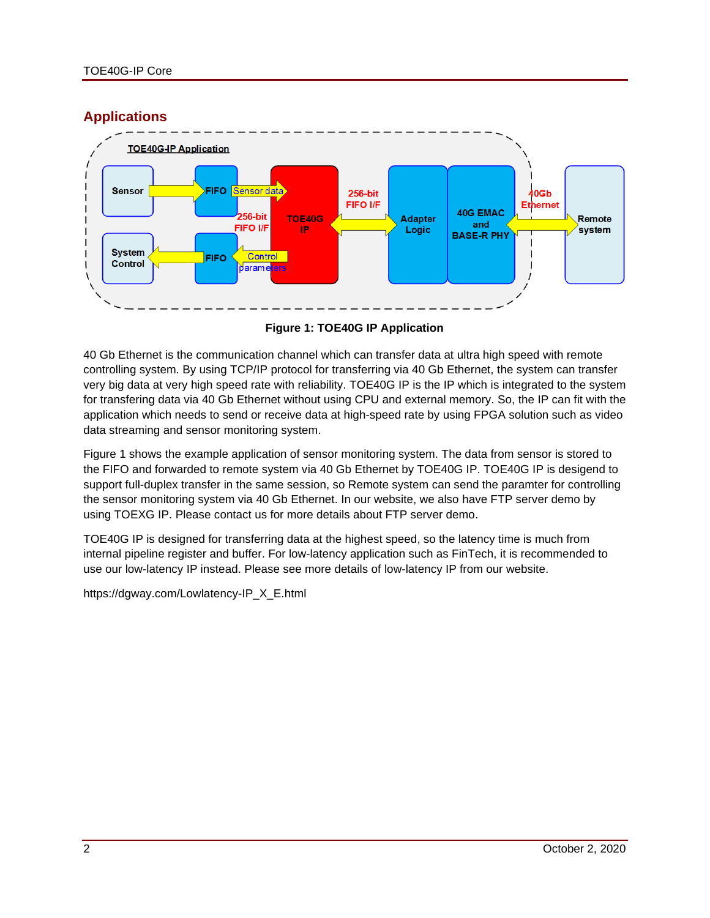## Applications

Figure 1: TOE40G IP Application

40 Gb Ethernet is the communication channel which can transfer data at ultra high speed with remote controlling system. By using TCP/IP protocol for transferring via 40 Gb Ethernet, the system can transfer very big data at very high speed rate with reliability. TOE40G IP is the IP which is integrated to the system for transfering data via 40 Gb Ethernet without using CPU and external memory. So, the IP can fit with the application which needs to send or receive data at high-speed rate by using FPGA solution such as video data streaming and sensor monitoring system.

Figure 1 shows the example application of sensor monitoring system. The data from sensor is stored to the FIFO and forwarded to remote system via 40 Gb Ethernet by TOE40G IP. TOE40G IP is desigend to support full-duplex transfer in the same session, so Remote system can send the paramter for controlling the sensor monitoring system via 40 Gb Ethernet. In our website, we also have FTP server demo by using TOEXG IP. Please contact us for more details about FTP server demo.

TOE40G IP is designed for transferring data at the highest speed, so the latency time is much from internal pipeline register and buffer. For low-latency application such as FinTech, it is recommended to use our low-latency IP instead. Please see more details of low-latency IP from our website.

https://dgway.com/Lowlatency-IP_X_E.html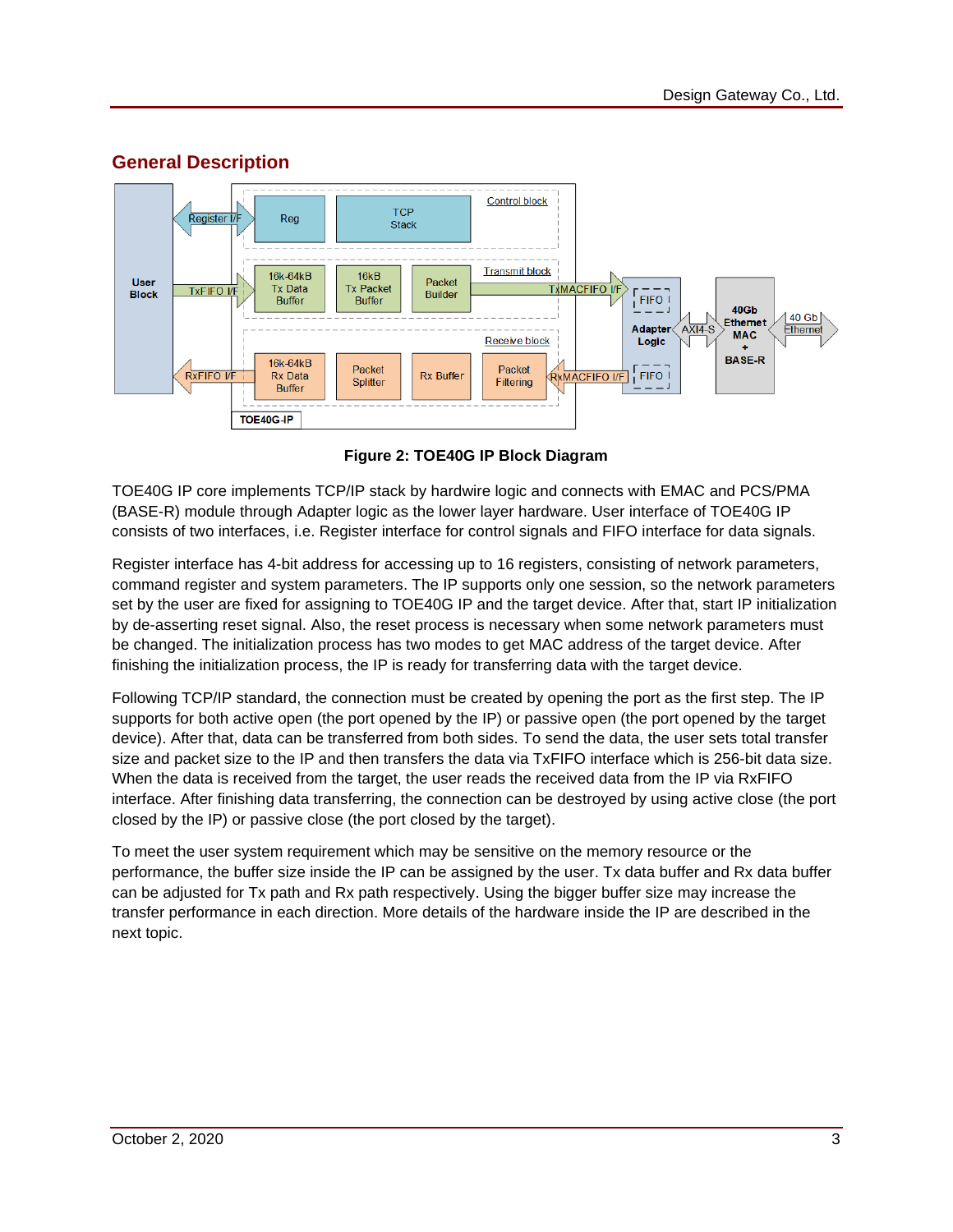## General Description

Figure 2: TOE40G IP Block Diagram

TOE40G IP core implements TCP/IP stack by hardwire logic and connects with EMAC and PCS/PMA (BASE-R) module through Adapter logic as the lower layer hardware. User interface of TOE40G IP consists of two interfaces, i.e. Register interface for control signals and FIFO interface for data signals.

Register interface has 4-bit address for accessing up to 16 registers, consisting of network parameters, command register and system parameters. The IP supports only one session, so the network parameters set by the user are fixed for assigning to TOE40G IP and the target device. After that, start IP initialization by de-asserting reset signal. Also, the reset process is necessary when some network parameters must be changed. The initialization process has two modes to get MAC address of the target device. After finishing the initialization process, the IP is ready for transferring data with the target device.

Following TCP/IP standard, the connection must be created by opening the port as the first step. The IP supports for both active open (the port opened by the IP) or passive open (the port opened by the target device). After that, data can be transferred from both sides. To send the data, the user sets total transfer size and packet size to the IP and then transfers the data via TxFIFO interface which is 256-bit data size. When the data is received from the target, the user reads the received data from the IP via RxFIFO interface. After finishing data transferring, the connection can be destroyed by using active close (the port closed by the IP) or passive close (the port closed by the target).

To meet the user system requirement which may be sensitive on the memory resource or the performance, the buffer size inside the IP can be assigned by the user. Tx data buffer and Rx data buffer can be adjusted for Tx path and Rx path respectively. Using the bigger buffer size may increase the transfer performance in each direction. More details of the hardware inside the IP are described in the next topic.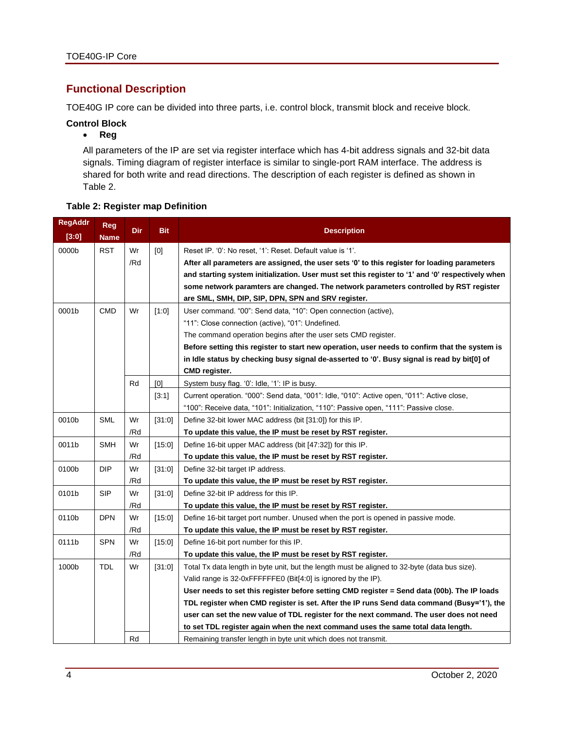## Functional Description

TOE40G IP core can be divided into three parts, i.e. control block, transmit block and receive block.

### Control Block

- **Reg**

All parameters of the IP are set via register interface which has 4-bit address signals and 32-bit data signals. Timing diagram of register interface is similar to single-port RAM interface. The address is shared for both write and read directions. The description of each register is defined as shown in Table 2.

**Table 2: Register map Definition**

| RegAddr [3:0] | Reg Name | Dir | Bit | Description |
|---|---|---|---|---|
| 0000b | RST | Wr /Rd | [0] | Reset IP. '0': No reset, '1': Reset. Default value is '1'. **After all parameters are assigned, the user sets '0' to this register for loading parameters and starting system initialization. User must set this register to '1' and '0' respectively when some network paramters are changed. The network parameters controlled by RST register are SML, SMH, DIP, SIP, DPN, SPN and SRV register.** |
| 0001b | CMD | Wr | [1:0] | User command. "00": Send data, "10": Open connection (active), "11": Close connection (active), "01": Undefined. The command operation begins after the user sets CMD register. **Before setting this register to start new operation, user needs to confirm that the system is in Idle status by checking busy signal de-asserted to '0'. Busy signal is read by bit[0] of CMD register.** |
| | | Rd | [0] | System busy flag. '0': Idle, '1': IP is busy. |
| | | | [3:1] | Current operation. "000": Send data, "001": Idle, "010": Active open, "011": Active close, "100": Receive data, "101": Initialization, "110": Passive open, "111": Passive close. |
| 0010b | SML | Wr /Rd | [31:0] | Define 32-bit lower MAC address (bit [31:0]) for this IP. **To update this value, the IP must be reset by RST register.** |
| 0011b | SMH | Wr /Rd | [15:0] | Define 16-bit upper MAC address (bit [47:32]) for this IP. **To update this value, the IP must be reset by RST register.** |
| 0100b | DIP | Wr /Rd | [31:0] | Define 32-bit target IP address. **To update this value, the IP must be reset by RST register.** |
| 0101b | SIP | Wr /Rd | [31:0] | Define 32-bit IP address for this IP. **To update this value, the IP must be reset by RST register.** |
| 0110b | DPN | Wr /Rd | [15:0] | Define 16-bit target port number. Unused when the port is opened in passive mode. **To update this value, the IP must be reset by RST register.** |
| 0111b | SPN | Wr /Rd | [15:0] | Define 16-bit port number for this IP. **To update this value, the IP must be reset by RST register.** |
| 1000b | TDL | Wr | [31:0] | Total Tx data length in byte unit, but the length must be aligned to 32-byte (data bus size). Valid range is 32-0xFFFFFFE0 (Bit[4:0] is ignored by the IP). **User needs to set this register before setting CMD register = Send data (00b). The IP loads TDL register when CMD register is set. After the IP runs Send data command (Busy='1'), the user can set the new value of TDL register for the next command. The user does not need to set TDL register again when the next command uses the same total data length.** |
| | | Rd | | Remaining transfer length in byte unit which does not transmit. |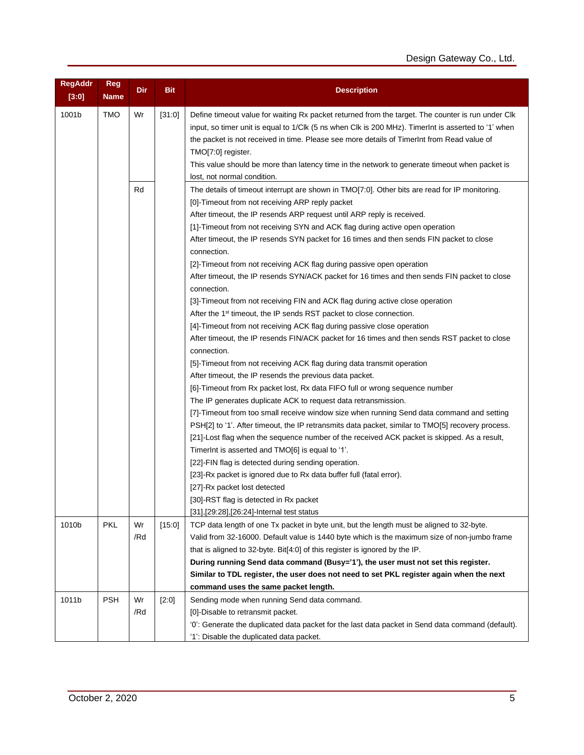| RegAddr [3:0] | Reg Name | Dir | Bit | Description |
|---|---|---|---|---|
| 1001b | TMO | Wr | [31:0] | Define timeout value for waiting Rx packet returned from the target. The counter is run under Clk input, so timer unit is equal to 1/Clk (5 ns when Clk is 200 MHz). TimerInt is asserted to '1' when the packet is not received in time. Please see more details of TimerInt from Read value of TMO[7:0] register.<br>This value should be more than latency time in the network to generate timeout when packet is lost, not normal condition. |
| | | Rd | | The details of timeout interrupt are shown in TMO[7:0]. Other bits are read for IP monitoring.<br>[0]-Timeout from not receiving ARP reply packet<br>After timeout, the IP resends ARP request until ARP reply is received.<br>[1]-Timeout from not receiving SYN and ACK flag during active open operation<br>After timeout, the IP resends SYN packet for 16 times and then sends FIN packet to close connection.<br>[2]-Timeout from not receiving ACK flag during passive open operation<br>After timeout, the IP resends SYN/ACK packet for 16 times and then sends FIN packet to close connection.<br>[3]-Timeout from not receiving FIN and ACK flag during active close operation<br>After the 1st timeout, the IP sends RST packet to close connection.<br>[4]-Timeout from not receiving ACK flag during passive close operation<br>After timeout, the IP resends FIN/ACK packet for 16 times and then sends RST packet to close connection.<br>[5]-Timeout from not receiving ACK flag during data transmit operation<br>After timeout, the IP resends the previous data packet.<br>[6]-Timeout from Rx packet lost, Rx data FIFO full or wrong sequence number<br>The IP generates duplicate ACK to request data retransmission.<br>[7]-Timeout from too small receive window size when running Send data command and setting PSH[2] to '1'. After timeout, the IP retransmits data packet, similar to TMO[5] recovery process.<br>[21]-Lost flag when the sequence number of the received ACK packet is skipped. As a result, TimerInt is asserted and TMO[6] is equal to '1'.<br>[22]-FIN flag is detected during sending operation.<br>[23]-Rx packet is ignored due to Rx data buffer full (fatal error).<br>[27]-Rx packet lost detected<br>[30]-RST flag is detected in Rx packet<br>[31],[29:28],[26:24]-Internal test status |
| 1010b | PKL | Wr /Rd | [15:0] | TCP data length of one Tx packet in byte unit, but the length must be aligned to 32-byte. Valid from 32-16000. Default value is 1440 byte which is the maximum size of non-jumbo frame that is aligned to 32-byte. Bit[4:0] of this register is ignored by the IP.<br>**During running Send data command (Busy='1'), the user must not set this register. Similar to TDL register, the user does not need to set PKL register again when the next command uses the same packet length.** |
| 1011b | PSH | Wr /Rd | [2:0] | Sending mode when running Send data command.<br>[0]-Disable to retransmit packet.<br>'0': Generate the duplicated data packet for the last data packet in Send data command (default).<br>'1': Disable the duplicated data packet. |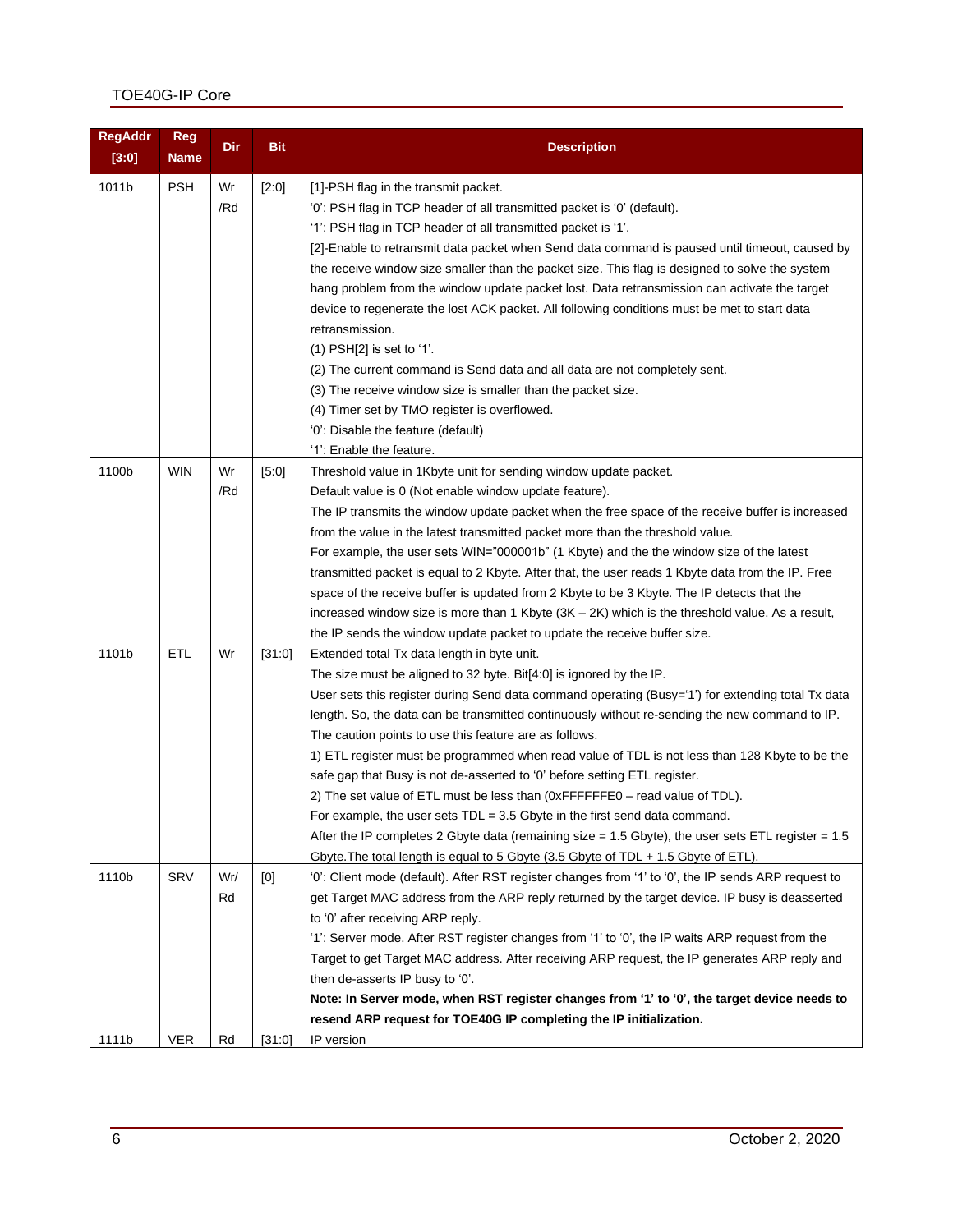| RegAddr [3:0] | Reg Name | Dir | Bit | Description |
|---|---|---|---|---|
| 1011b | PSH | Wr /Rd | [2:0] | [1]-PSH flag in the transmit packet.<br>'0': PSH flag in TCP header of all transmitted packet is '0' (default).<br>'1': PSH flag in TCP header of all transmitted packet is '1'.<br>[2]-Enable to retransmit data packet when Send data command is paused until timeout, caused by the receive window size smaller than the packet size. This flag is designed to solve the system hang problem from the window update packet lost. Data retransmission can activate the target device to regenerate the lost ACK packet. All following conditions must be met to start data retransmission.<br>(1) PSH[2] is set to '1'.<br>(2) The current command is Send data and all data are not completely sent.<br>(3) The receive window size is smaller than the packet size.<br>(4) Timer set by TMO register is overflowed.<br>'0': Disable the feature (default)<br>'1': Enable the feature. |
| 1100b | WIN | Wr /Rd | [5:0] | Threshold value in 1Kbyte unit for sending window update packet.<br>Default value is 0 (Not enable window update feature).<br>The IP transmits the window update packet when the free space of the receive buffer is increased from the value in the latest transmitted packet more than the threshold value.<br>For example, the user sets WIN="000001b" (1 Kbyte) and the the window size of the latest transmitted packet is equal to 2 Kbyte. After that, the user reads 1 Kbyte data from the IP. Free space of the receive buffer is updated from 2 Kbyte to be 3 Kbyte. The IP detects that the increased window size is more than 1 Kbyte (3K – 2K) which is the threshold value. As a result, the IP sends the window update packet to update the receive buffer size. |
| 1101b | ETL | Wr | [31:0] | Extended total Tx data length in byte unit.<br>The size must be aligned to 32 byte. Bit[4:0] is ignored by the IP.<br>User sets this register during Send data command operating (Busy='1') for extending total Tx data length. So, the data can be transmitted continuously without re-sending the new command to IP.<br>The caution points to use this feature are as follows.<br>1) ETL register must be programmed when read value of TDL is not less than 128 Kbyte to be the safe gap that Busy is not de-asserted to '0' before setting ETL register.<br>2) The set value of ETL must be less than (0xFFFFFFE0 – read value of TDL).<br>For example, the user sets TDL = 3.5 Gbyte in the first send data command.<br>After the IP completes 2 Gbyte data (remaining size = 1.5 Gbyte), the user sets ETL register = 1.5 Gbyte.The total length is equal to 5 Gbyte (3.5 Gbyte of TDL + 1.5 Gbyte of ETL). |
| 1110b | SRV | Wr/ Rd | [0] | '0': Client mode (default). After RST register changes from '1' to '0', the IP sends ARP request to get Target MAC address from the ARP reply returned by the target device. IP busy is deasserted to '0' after receiving ARP reply.<br>'1': Server mode. After RST register changes from '1' to '0', the IP waits ARP request from the Target to get Target MAC address. After receiving ARP request, the IP generates ARP reply and then de-asserts IP busy to '0'.<br>**Note: In Server mode, when RST register changes from '1' to '0', the target device needs to resend ARP request for TOE40G IP completing the IP initialization.** |
| 1111b | VER | Rd | [31:0] | IP version |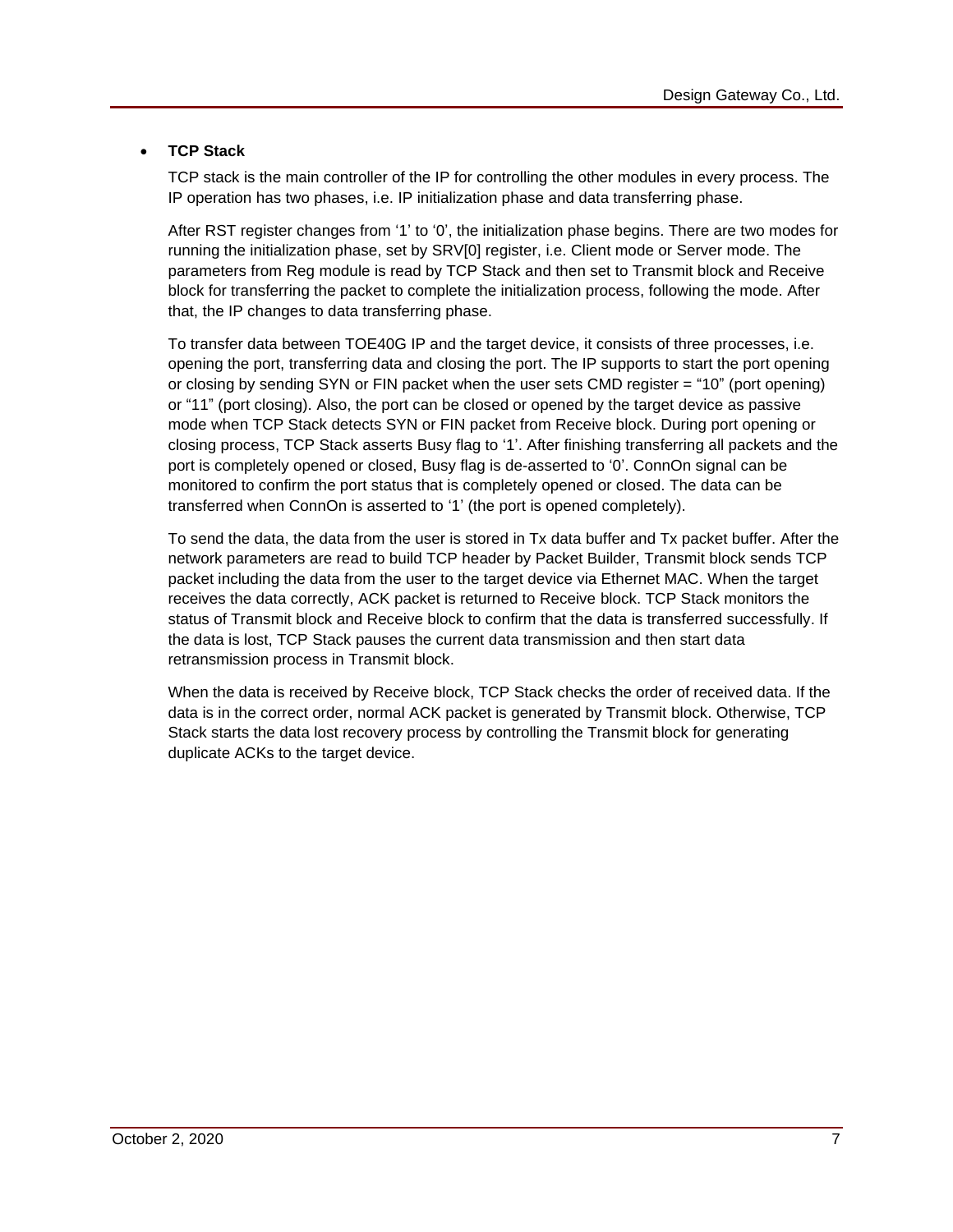- **TCP Stack**

  TCP stack is the main controller of the IP for controlling the other modules in every process. The IP operation has two phases, i.e. IP initialization phase and data transferring phase.

  After RST register changes from '1' to '0', the initialization phase begins. There are two modes for running the initialization phase, set by SRV[0] register, i.e. Client mode or Server mode. The parameters from Reg module is read by TCP Stack and then set to Transmit block and Receive block for transferring the packet to complete the initialization process, following the mode. After that, the IP changes to data transferring phase.

  To transfer data between TOE40G IP and the target device, it consists of three processes, i.e. opening the port, transferring data and closing the port. The IP supports to start the port opening or closing by sending SYN or FIN packet when the user sets CMD register = "10" (port opening) or "11" (port closing). Also, the port can be closed or opened by the target device as passive mode when TCP Stack detects SYN or FIN packet from Receive block. During port opening or closing process, TCP Stack asserts Busy flag to '1'. After finishing transferring all packets and the port is completely opened or closed, Busy flag is de-asserted to '0'. ConnOn signal can be monitored to confirm the port status that is completely opened or closed. The data can be transferred when ConnOn is asserted to '1' (the port is opened completely).

  To send the data, the data from the user is stored in Tx data buffer and Tx packet buffer. After the network parameters are read to build TCP header by Packet Builder, Transmit block sends TCP packet including the data from the user to the target device via Ethernet MAC. When the target receives the data correctly, ACK packet is returned to Receive block. TCP Stack monitors the status of Transmit block and Receive block to confirm that the data is transferred successfully. If the data is lost, TCP Stack pauses the current data transmission and then start data retransmission process in Transmit block.

  When the data is received by Receive block, TCP Stack checks the order of received data. If the data is in the correct order, normal ACK packet is generated by Transmit block. Otherwise, TCP Stack starts the data lost recovery process by controlling the Transmit block for generating duplicate ACKs to the target device.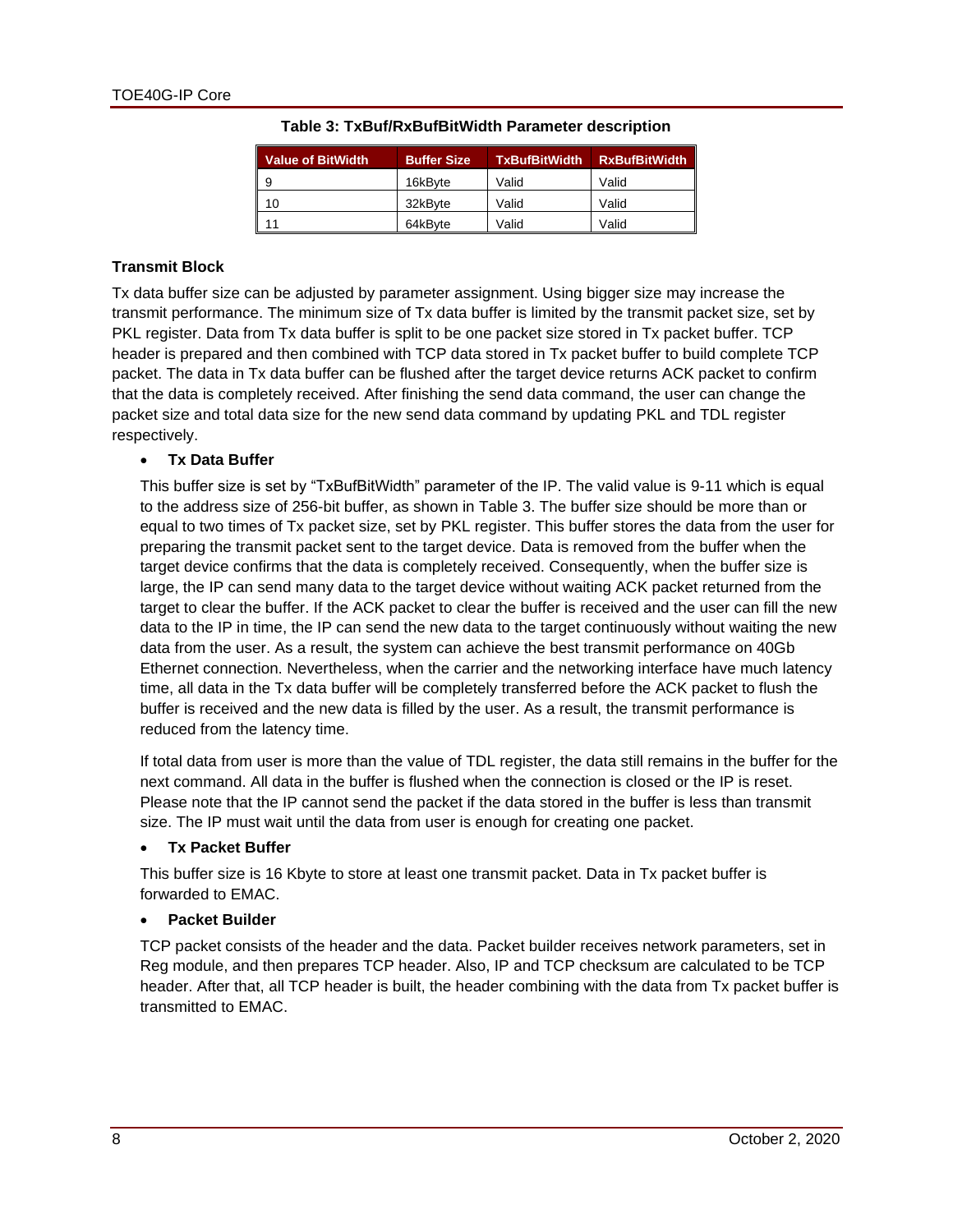**Table 3: TxBuf/RxBufBitWidth Parameter description**

| Value of BitWidth | Buffer Size | TxBufBitWidth | RxBufBitWidth |
|---|---|---|---|
| 9 | 16kByte | Valid | Valid |
| 10 | 32kByte | Valid | Valid |
| 11 | 64kByte | Valid | Valid |

**Transmit Block**

Tx data buffer size can be adjusted by parameter assignment. Using bigger size may increase the transmit performance. The minimum size of Tx data buffer is limited by the transmit packet size, set by PKL register. Data from Tx data buffer is split to be one packet size stored in Tx packet buffer. TCP header is prepared and then combined with TCP data stored in Tx packet buffer to build complete TCP packet. The data in Tx data buffer can be flushed after the target device returns ACK packet to confirm that the data is completely received. After finishing the send data command, the user can change the packet size and total data size for the new send data command by updating PKL and TDL register respectively.

- **Tx Data Buffer**

  This buffer size is set by "TxBufBitWidth" parameter of the IP. The valid value is 9-11 which is equal to the address size of 256-bit buffer, as shown in Table 3. The buffer size should be more than or equal to two times of Tx packet size, set by PKL register. This buffer stores the data from the user for preparing the transmit packet sent to the target device. Data is removed from the buffer when the target device confirms that the data is completely received. Consequently, when the buffer size is large, the IP can send many data to the target device without waiting ACK packet returned from the target to clear the buffer. If the ACK packet to clear the buffer is received and the user can fill the new data to the IP in time, the IP can send the new data to the target continuously without waiting the new data from the user. As a result, the system can achieve the best transmit performance on 40Gb Ethernet connection. Nevertheless, when the carrier and the networking interface have much latency time, all data in the Tx data buffer will be completely transferred before the ACK packet to flush the buffer is received and the new data is filled by the user. As a result, the transmit performance is reduced from the latency time.

  If total data from user is more than the value of TDL register, the data still remains in the buffer for the next command. All data in the buffer is flushed when the connection is closed or the IP is reset. Please note that the IP cannot send the packet if the data stored in the buffer is less than transmit size. The IP must wait until the data from user is enough for creating one packet.

- **Tx Packet Buffer**

  This buffer size is 16 Kbyte to store at least one transmit packet. Data in Tx packet buffer is forwarded to EMAC.

- **Packet Builder**

  TCP packet consists of the header and the data. Packet builder receives network parameters, set in Reg module, and then prepares TCP header. Also, IP and TCP checksum are calculated to be TCP header. After that, all TCP header is built, the header combining with the data from Tx packet buffer is transmitted to EMAC.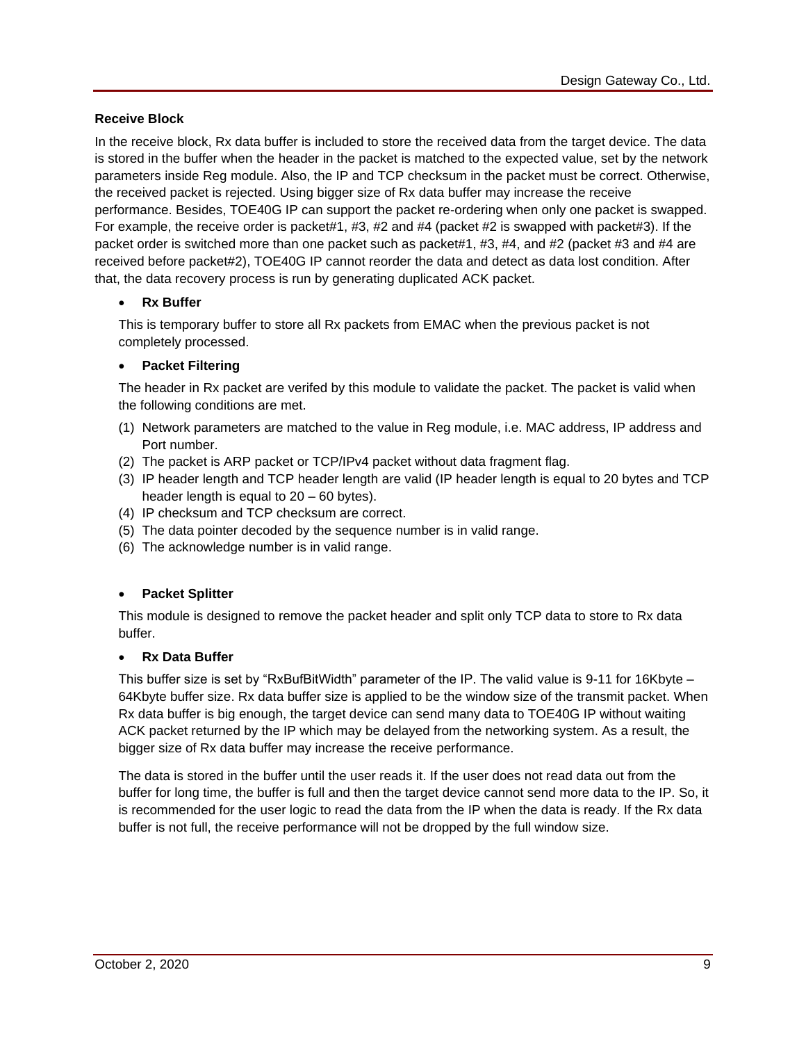**Receive Block**

In the receive block, Rx data buffer is included to store the received data from the target device. The data is stored in the buffer when the header in the packet is matched to the expected value, set by the network parameters inside Reg module. Also, the IP and TCP checksum in the packet must be correct. Otherwise, the received packet is rejected. Using bigger size of Rx data buffer may increase the receive performance. Besides, TOE40G IP can support the packet re-ordering when only one packet is swapped. For example, the receive order is packet#1, #3, #2 and #4 (packet #2 is swapped with packet#3). If the packet order is switched more than one packet such as packet#1, #3, #4, and #2 (packet #3 and #4 are received before packet#2), TOE40G IP cannot reorder the data and detect as data lost condition. After that, the data recovery process is run by generating duplicated ACK packet.

- **Rx Buffer**

  This is temporary buffer to store all Rx packets from EMAC when the previous packet is not completely processed.

- **Packet Filtering**

  The header in Rx packet are verifed by this module to validate the packet. The packet is valid when the following conditions are met.

  (1) Network parameters are matched to the value in Reg module, i.e. MAC address, IP address and Port number.
  (2) The packet is ARP packet or TCP/IPv4 packet without data fragment flag.
  (3) IP header length and TCP header length are valid (IP header length is equal to 20 bytes and TCP header length is equal to 20 – 60 bytes).
  (4) IP checksum and TCP checksum are correct.
  (5) The data pointer decoded by the sequence number is in valid range.
  (6) The acknowledge number is in valid range.

- **Packet Splitter**

  This module is designed to remove the packet header and split only TCP data to store to Rx data buffer.

- **Rx Data Buffer**

  This buffer size is set by "RxBufBitWidth" parameter of the IP. The valid value is 9-11 for 16Kbyte – 64Kbyte buffer size. Rx data buffer size is applied to be the window size of the transmit packet. When Rx data buffer is big enough, the target device can send many data to TOE40G IP without waiting ACK packet returned by the IP which may be delayed from the networking system. As a result, the bigger size of Rx data buffer may increase the receive performance.

  The data is stored in the buffer until the user reads it. If the user does not read data out from the buffer for long time, the buffer is full and then the target device cannot send more data to the IP. So, it is recommended for the user logic to read the data from the IP when the data is ready. If the Rx data buffer is not full, the receive performance will not be dropped by the full window size.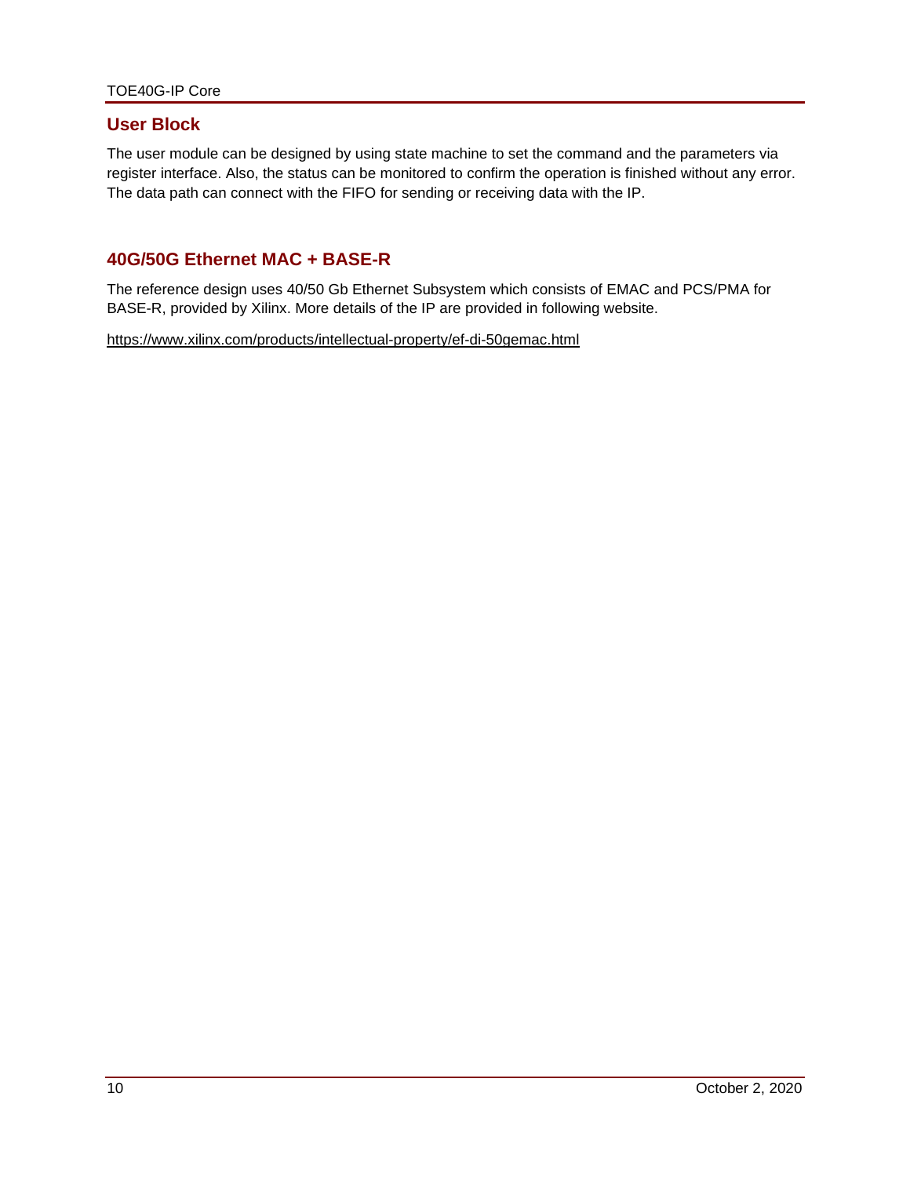## User Block

The user module can be designed by using state machine to set the command and the parameters via register interface. Also, the status can be monitored to confirm the operation is finished without any error. The data path can connect with the FIFO for sending or receiving data with the IP.

## 40G/50G Ethernet MAC + BASE-R

The reference design uses 40/50 Gb Ethernet Subsystem which consists of EMAC and PCS/PMA for BASE-R, provided by Xilinx. More details of the IP are provided in following website.

https://www.xilinx.com/products/intellectual-property/ef-di-50gemac.html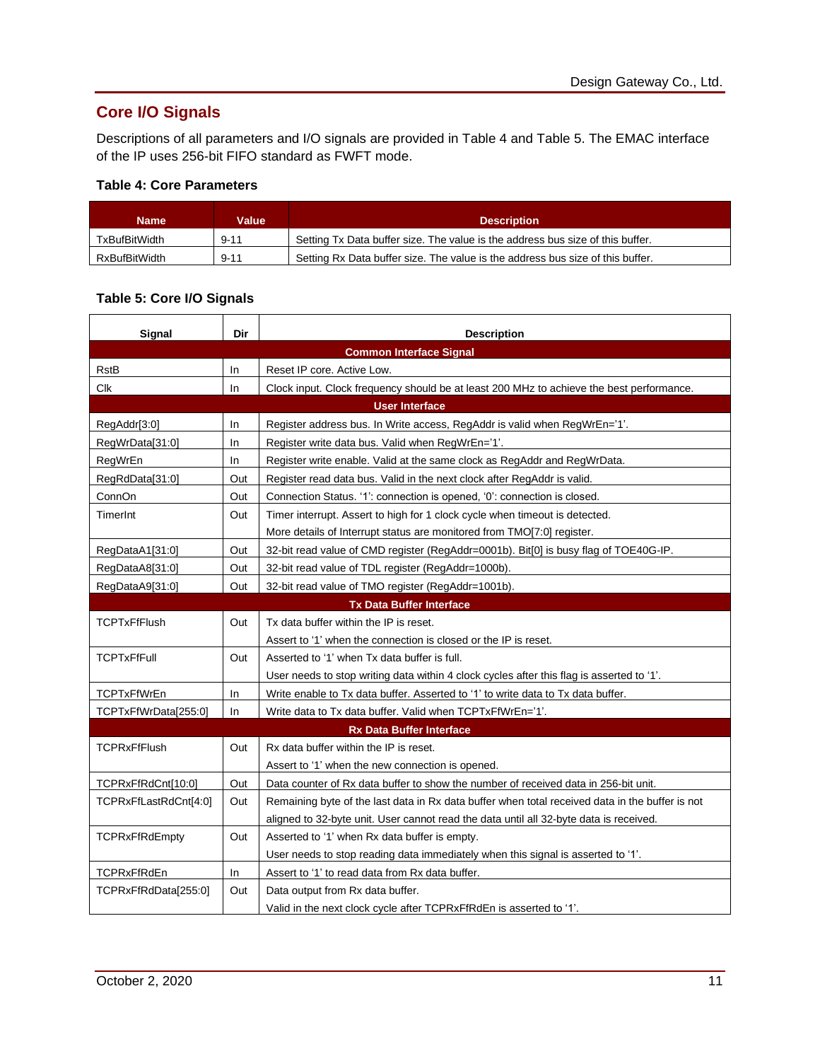## Core I/O Signals

Descriptions of all parameters and I/O signals are provided in Table 4 and Table 5. The EMAC interface of the IP uses 256-bit FIFO standard as FWFT mode.

**Table 4: Core Parameters**

| Name | Value | Description |
|---|---|---|
| TxBufBitWidth | 9-11 | Setting Tx Data buffer size. The value is the address bus size of this buffer. |
| RxBufBitWidth | 9-11 | Setting Rx Data buffer size. The value is the address bus size of this buffer. |

**Table 5: Core I/O Signals**

| Signal | Dir | Description |
|---|---|---|
| **Common Interface Signal** | | |
| RstB | In | Reset IP core. Active Low. |
| Clk | In | Clock input. Clock frequency should be at least 200 MHz to achieve the best performance. |
| **User Interface** | | |
| RegAddr[3:0] | In | Register address bus. In Write access, RegAddr is valid when RegWrEn='1'. |
| RegWrData[31:0] | In | Register write data bus. Valid when RegWrEn='1'. |
| RegWrEn | In | Register write enable. Valid at the same clock as RegAddr and RegWrData. |
| RegRdData[31:0] | Out | Register read data bus. Valid in the next clock after RegAddr is valid. |
| ConnOn | Out | Connection Status. '1': connection is opened, '0': connection is closed. |
| TimerInt | Out | Timer interrupt. Assert to high for 1 clock cycle when timeout is detected. More details of Interrupt status are monitored from TMO[7:0] register. |
| RegDataA1[31:0] | Out | 32-bit read value of CMD register (RegAddr=0001b). Bit[0] is busy flag of TOE40G-IP. |
| RegDataA8[31:0] | Out | 32-bit read value of TDL register (RegAddr=1000b). |
| RegDataA9[31:0] | Out | 32-bit read value of TMO register (RegAddr=1001b). |
| **Tx Data Buffer Interface** | | |
| TCPTxFfFlush | Out | Tx data buffer within the IP is reset. Assert to '1' when the connection is closed or the IP is reset. |
| TCPTxFfFull | Out | Asserted to '1' when Tx data buffer is full. User needs to stop writing data within 4 clock cycles after this flag is asserted to '1'. |
| TCPTxFfWrEn | In | Write enable to Tx data buffer. Asserted to '1' to write data to Tx data buffer. |
| TCPTxFfWrData[255:0] | In | Write data to Tx data buffer. Valid when TCPTxFfWrEn='1'. |
| **Rx Data Buffer Interface** | | |
| TCPRxFfFlush | Out | Rx data buffer within the IP is reset. Assert to '1' when the new connection is opened. |
| TCPRxFfRdCnt[10:0] | Out | Data counter of Rx data buffer to show the number of received data in 256-bit unit. |
| TCPRxFfLastRdCnt[4:0] | Out | Remaining byte of the last data in Rx data buffer when total received data in the buffer is not aligned to 32-byte unit. User cannot read the data until all 32-byte data is received. |
| TCPRxFfRdEmpty | Out | Asserted to '1' when Rx data buffer is empty. User needs to stop reading data immediately when this signal is asserted to '1'. |
| TCPRxFfRdEn | In | Assert to '1' to read data from Rx data buffer. |
| TCPRxFfRdData[255:0] | Out | Data output from Rx data buffer. Valid in the next clock cycle after TCPRxFfRdEn is asserted to '1'. |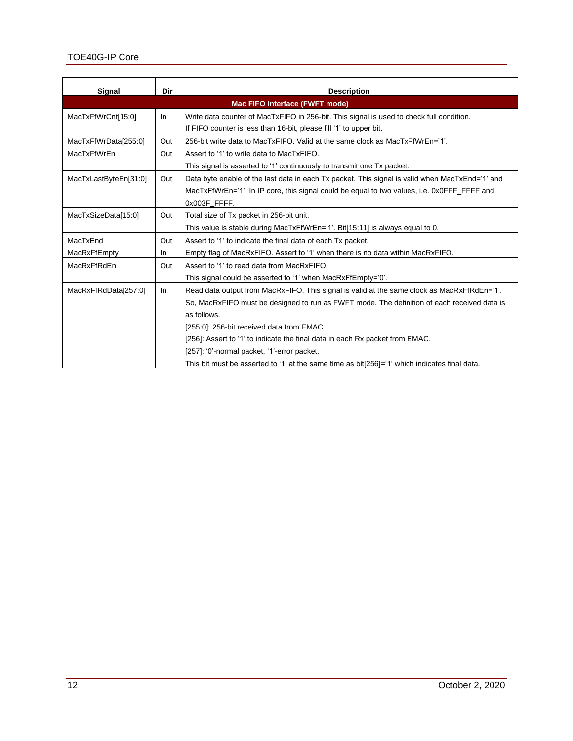| Signal | Dir | Description |
|---|---|---|
| **Mac FIFO Interface (FWFT mode)** | | |
| MacTxFfWrCnt[15:0] | In | Write data counter of MacTxFIFO in 256-bit. This signal is used to check full condition.<br>If FIFO counter is less than 16-bit, please fill '1' to upper bit. |
| MacTxFfWrData[255:0] | Out | 256-bit write data to MacTxFIFO. Valid at the same clock as MacTxFfWrEn='1'. |
| MacTxFfWrEn | Out | Assert to '1' to write data to MacTxFIFO.<br>This signal is asserted to '1' continuously to transmit one Tx packet. |
| MacTxLastByteEn[31:0] | Out | Data byte enable of the last data in each Tx packet. This signal is valid when MacTxEnd='1' and MacTxFfWrEn='1'. In IP core, this signal could be equal to two values, i.e. 0x0FFF_FFFF and 0x003F_FFFF. |
| MacTxSizeData[15:0] | Out | Total size of Tx packet in 256-bit unit.<br>This value is stable during MacTxFfWrEn='1'. Bit[15:11] is always equal to 0. |
| MacTxEnd | Out | Assert to '1' to indicate the final data of each Tx packet. |
| MacRxFfEmpty | In | Empty flag of MacRxFIFO. Assert to '1' when there is no data within MacRxFIFO. |
| MacRxFfRdEn | Out | Assert to '1' to read data from MacRxFIFO.<br>This signal could be asserted to '1' when MacRxFfEmpty='0'. |
| MacRxFfRdData[257:0] | In | Read data output from MacRxFIFO. This signal is valid at the same clock as MacRxFfRdEn='1'. So, MacRxFIFO must be designed to run as FWFT mode. The definition of each received data is as follows.<br>[255:0]: 256-bit received data from EMAC.<br>[256]: Assert to '1' to indicate the final data in each Rx packet from EMAC.<br>[257]: '0'-normal packet, '1'-error packet.<br>This bit must be asserted to '1' at the same time as bit[256]='1' which indicates final data. |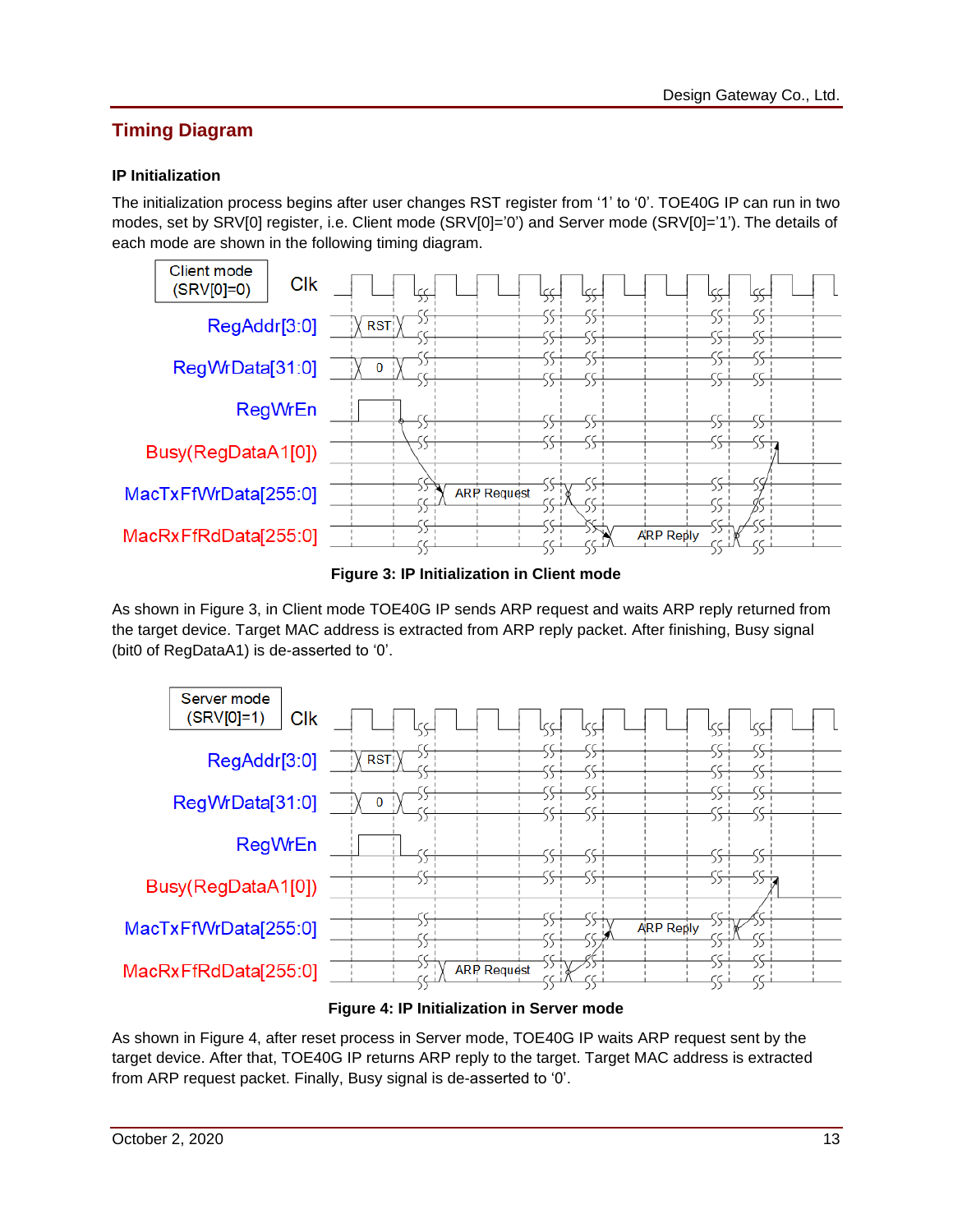## Timing Diagram

### IP Initialization

The initialization process begins after user changes RST register from '1' to '0'. TOE40G IP can run in two modes, set by SRV[0] register, i.e. Client mode (SRV[0]='0') and Server mode (SRV[0]='1'). The details of each mode are shown in the following timing diagram.

**Figure 3: IP Initialization in Client mode**

As shown in Figure 3, in Client mode TOE40G IP sends ARP request and waits ARP reply returned from the target device. Target MAC address is extracted from ARP reply packet. After finishing, Busy signal (bit0 of RegDataA1) is de-asserted to '0'.

**Figure 4: IP Initialization in Server mode**

As shown in Figure 4, after reset process in Server mode, TOE40G IP waits ARP request sent by the target device. After that, TOE40G IP returns ARP reply to the target. Target MAC address is extracted from ARP request packet. Finally, Busy signal is de-asserted to '0'.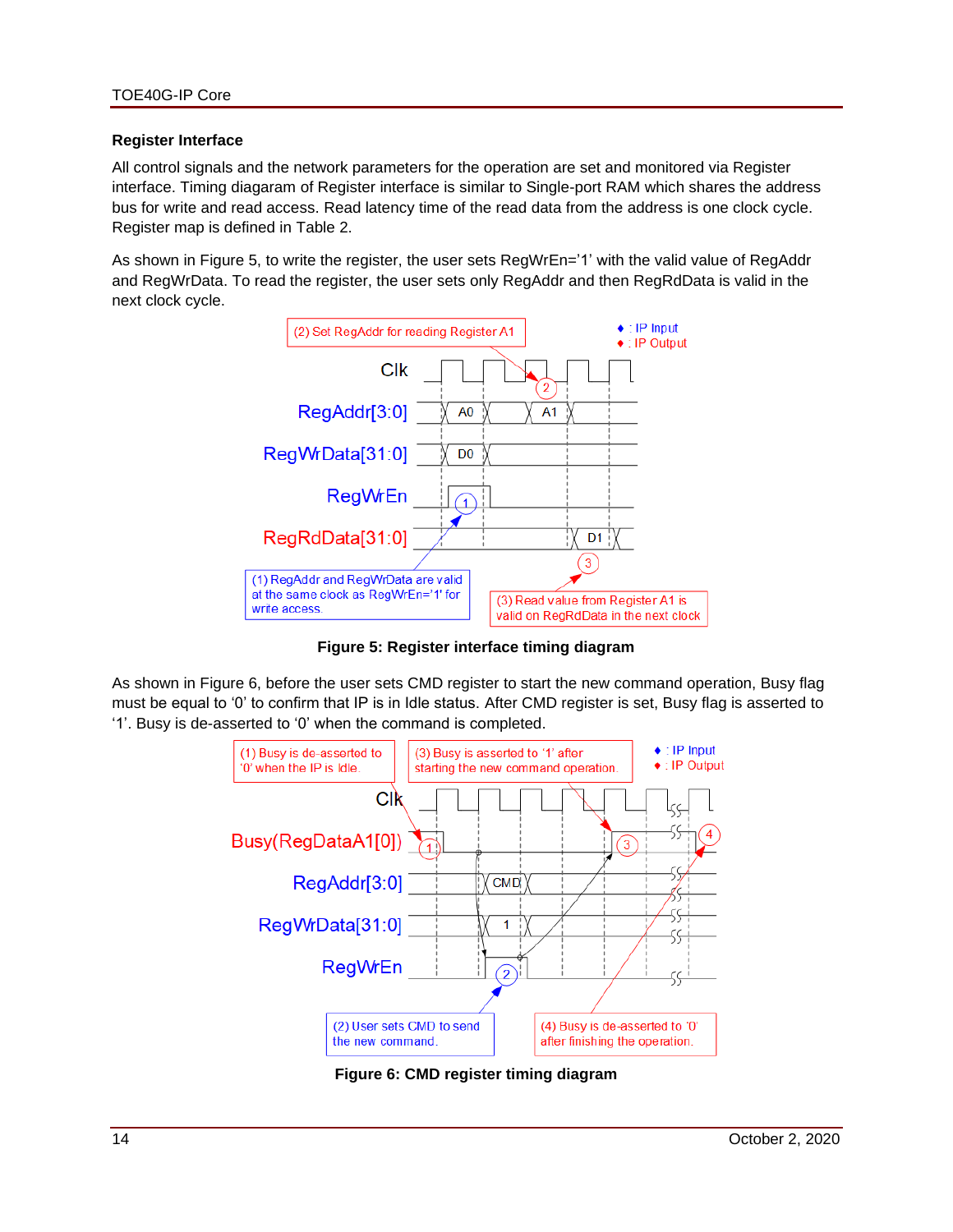**Register Interface**

All control signals and the network parameters for the operation are set and monitored via Register interface. Timing diagaram of Register interface is similar to Single-port RAM which shares the address bus for write and read access. Read latency time of the read data from the address is one clock cycle. Register map is defined in Table 2.

As shown in Figure 5, to write the register, the user sets RegWrEn='1' with the valid value of RegAddr and RegWrData. To read the register, the user sets only RegAddr and then RegRdData is valid in the next clock cycle.

**Figure 5: Register interface timing diagram**

As shown in Figure 6, before the user sets CMD register to start the new command operation, Busy flag must be equal to '0' to confirm that IP is in Idle status. After CMD register is set, Busy flag is asserted to '1'. Busy is de-asserted to '0' when the command is completed.

**Figure 6: CMD register timing diagram**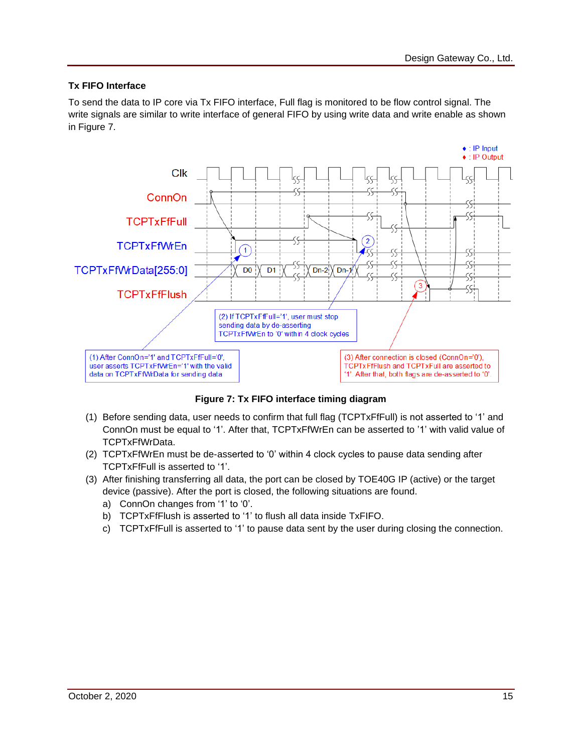### Tx FIFO Interface

To send the data to IP core via Tx FIFO interface, Full flag is monitored to be flow control signal. The write signals are similar to write interface of general FIFO by using write data and write enable as shown in Figure 7.

**Figure 7: Tx FIFO interface timing diagram**

(1) Before sending data, user needs to confirm that full flag (TCPTxFfFull) is not asserted to '1' and ConnOn must be equal to '1'. After that, TCPTxFfWrEn can be asserted to '1' with valid value of TCPTxFfWrData.

(2) TCPTxFfWrEn must be de-asserted to '0' within 4 clock cycles to pause data sending after TCPTxFfFull is asserted to '1'.

(3) After finishing transferring all data, the port can be closed by TOE40G IP (active) or the target device (passive). After the port is closed, the following situations are found.
   a) ConnOn changes from '1' to '0'.
   b) TCPTxFfFlush is asserted to '1' to flush all data inside TxFIFO.
   c) TCPTxFfFull is asserted to '1' to pause data sent by the user during closing the connection.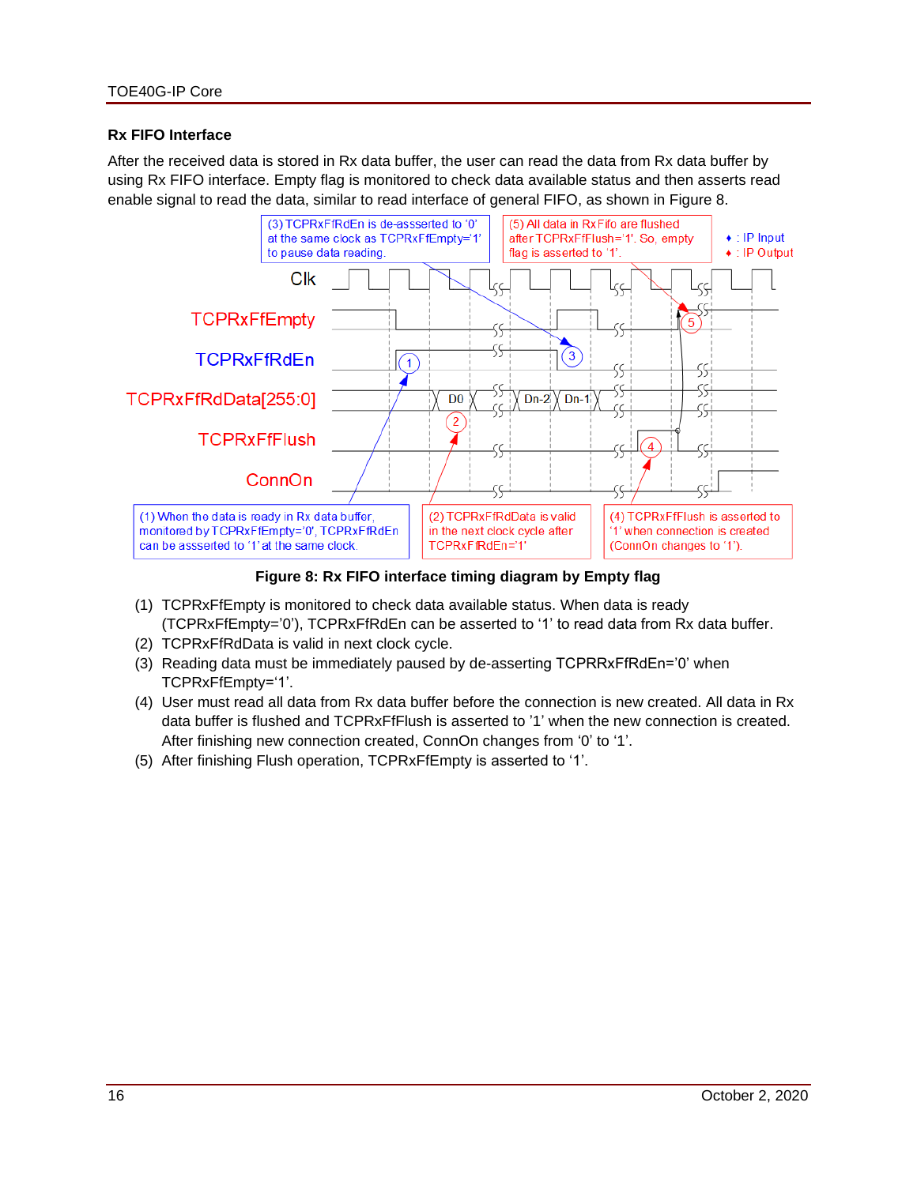### Rx FIFO Interface

After the received data is stored in Rx data buffer, the user can read the data from Rx data buffer by using Rx FIFO interface. Empty flag is monitored to check data available status and then asserts read enable signal to read the data, similar to read interface of general FIFO, as shown in Figure 8.

**Figure 8: Rx FIFO interface timing diagram by Empty flag**

(1) TCPRxFfEmpty is monitored to check data available status. When data is ready (TCPRxFfEmpty='0'), TCPRxFfRdEn can be asserted to '1' to read data from Rx data buffer.

(2) TCPRxFfRdData is valid in next clock cycle.

(3) Reading data must be immediately paused by de-asserting TCPRRxFfRdEn='0' when TCPRxFfEmpty='1'.

(4) User must read all data from Rx data buffer before the connection is new created. All data in Rx data buffer is flushed and TCPRxFfFlush is asserted to '1' when the new connection is created. After finishing new connection created, ConnOn changes from '0' to '1'.

(5) After finishing Flush operation, TCPRxFfEmpty is asserted to '1'.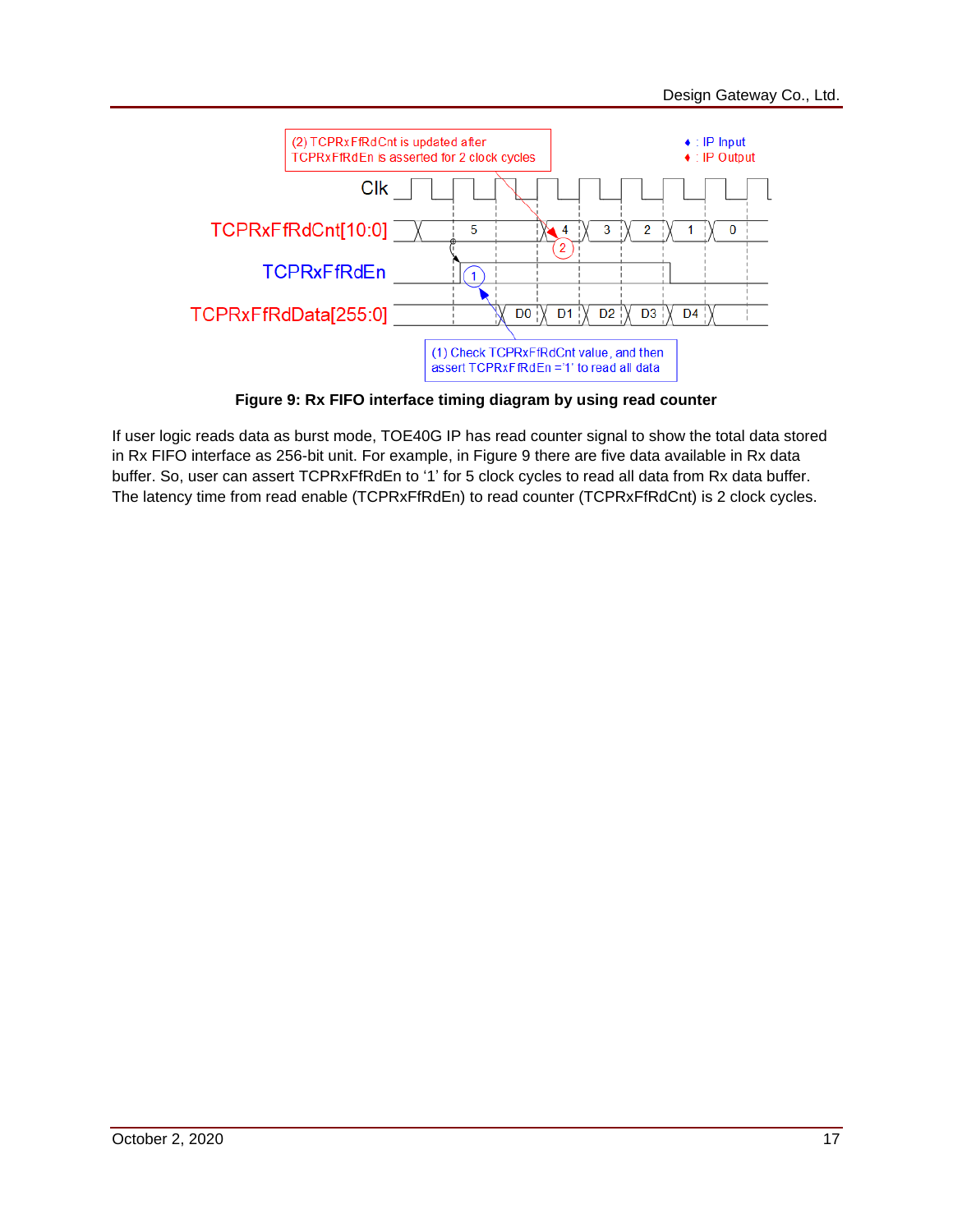(2) TCPRxFfRdCnt is updated after TCPRxFfRdEn is asserted for 2 clock cycles

♦ : IP Input
♦ : IP Output

Clk

TCPRxFfRdCnt[10:0]

TCPRxFfRdEn

TCPRxFfRdData[255:0]

(1) Check TCPRxFfRdCnt value, and then assert TCPRxFfRdEn ='1' to read all data

**Figure 9: Rx FIFO interface timing diagram by using read counter**

If user logic reads data as burst mode, TOE40G IP has read counter signal to show the total data stored in Rx FIFO interface as 256-bit unit. For example, in Figure 9 there are five data available in Rx data buffer. So, user can assert TCPRxFfRdEn to '1' for 5 clock cycles to read all data from Rx data buffer. The latency time from read enable (TCPRxFfRdEn) to read counter (TCPRxFfRdCnt) is 2 clock cycles.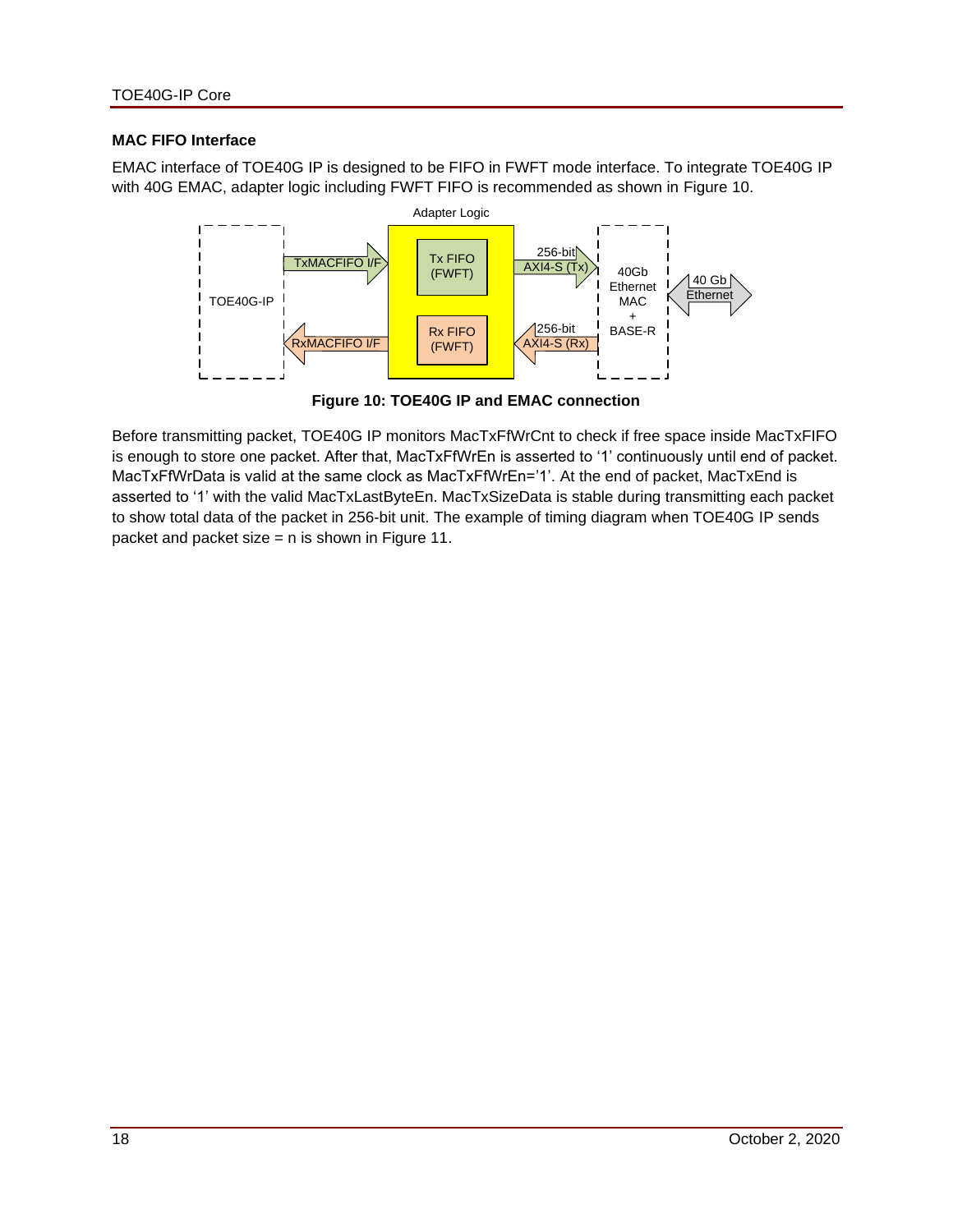### MAC FIFO Interface

EMAC interface of TOE40G IP is designed to be FIFO in FWFT mode interface. To integrate TOE40G IP with 40G EMAC, adapter logic including FWFT FIFO is recommended as shown in Figure 10.

**Figure 10: TOE40G IP and EMAC connection**

Before transmitting packet, TOE40G IP monitors MacTxFfWrCnt to check if free space inside MacTxFIFO is enough to store one packet. After that, MacTxFfWrEn is asserted to '1' continuously until end of packet. MacTxFfWrData is valid at the same clock as MacTxFfWrEn='1'. At the end of packet, MacTxEnd is asserted to '1' with the valid MacTxLastByteEn. MacTxSizeData is stable during transmitting each packet to show total data of the packet in 256-bit unit. The example of timing diagram when TOE40G IP sends packet and packet size = n is shown in Figure 11.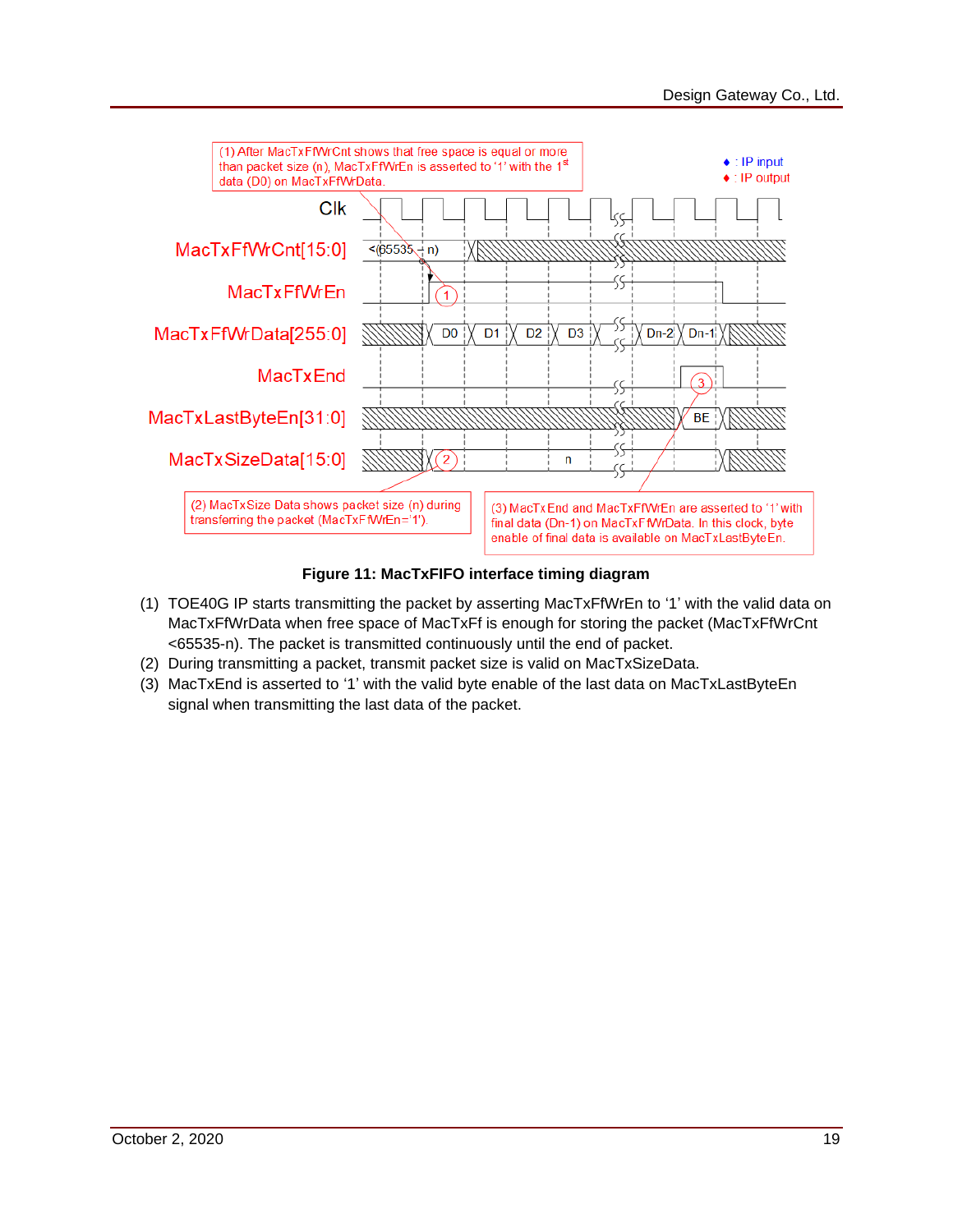**Figure 11: MacTxFIFO interface timing diagram**

(1) TOE40G IP starts transmitting the packet by asserting MacTxFfWrEn to '1' with the valid data on MacTxFfWrData when free space of MacTxFf is enough for storing the packet (MacTxFfWrCnt <65535-n). The packet is transmitted continuously until the end of packet.

(2) During transmitting a packet, transmit packet size is valid on MacTxSizeData.

(3) MacTxEnd is asserted to '1' with the valid byte enable of the last data on MacTxLastByteEn signal when transmitting the last data of the packet.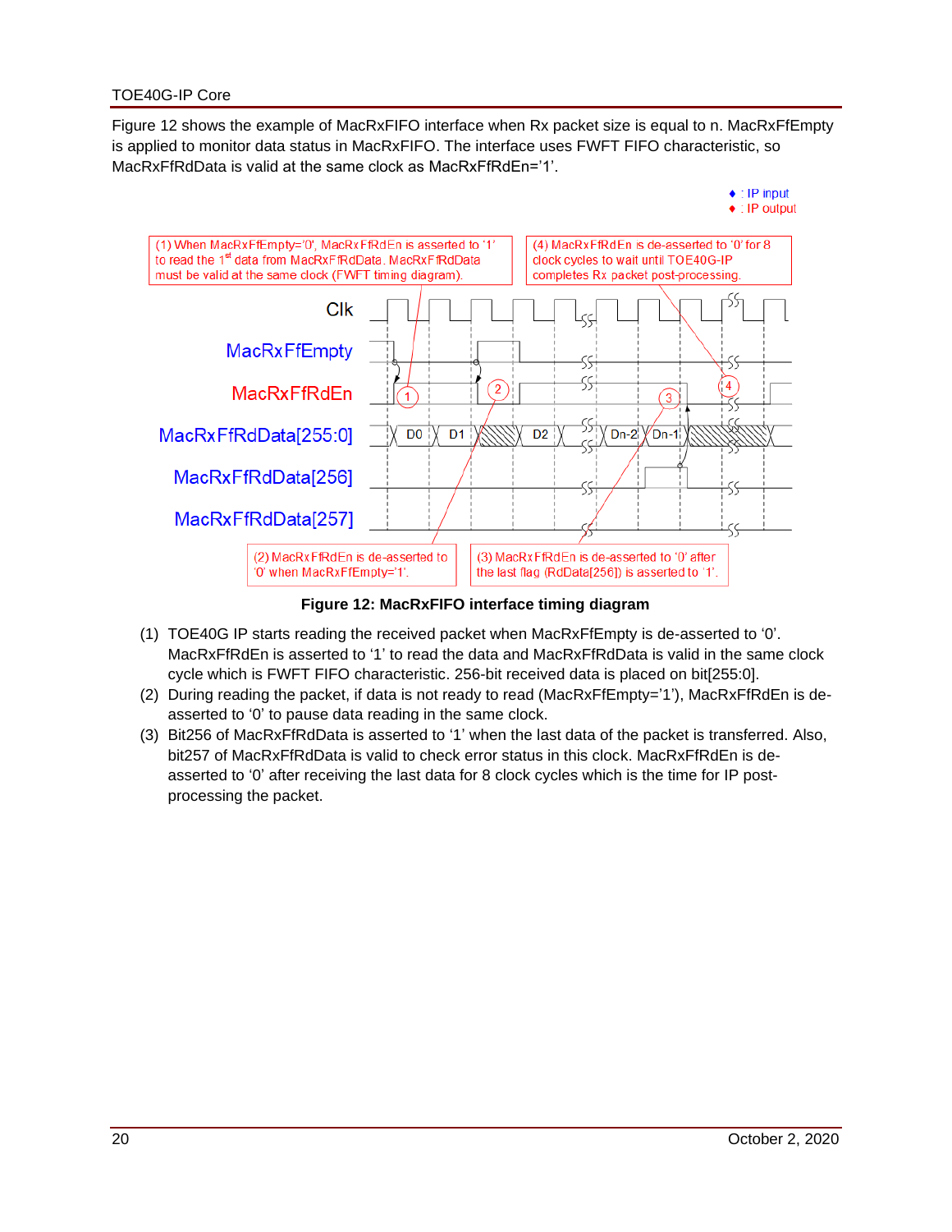Figure 12 shows the example of MacRxFIFO interface when Rx packet size is equal to n. MacRxFfEmpty is applied to monitor data status in MacRxFIFO. The interface uses FWFT FIFO characteristic, so MacRxFfRdData is valid at the same clock as MacRxFfRdEn='1'.

♦ : IP input
♦ : IP output

(1) When MacRxFfEmpty='0', MacRxFfRdEn is asserted to '1' to read the 1st data from MacRxFfRdData. MacRxFfRdData must be valid at the same clock (FWFT timing diagram).

(4) MacRxFfRdEn is de-asserted to '0' for 8 clock cycles to wait until TOE40G-IP completes Rx packet post-processing.

Clk

MacRxFfEmpty

MacRxFfRdEn

MacRxFfRdData[255:0] — D0, D1, D2, Dn-2, Dn-1

MacRxFfRdData[256]

MacRxFfRdData[257]

(2) MacRxFfRdEn is de-asserted to '0' when MacRxFfEmpty='1'.

(3) MacRxFfRdEn is de-asserted to '0' after the last flag (RdData[256]) is asserted to '1'.

**Figure 12: MacRxFIFO interface timing diagram**

(1) TOE40G IP starts reading the received packet when MacRxFfEmpty is de-asserted to '0'. MacRxFfRdEn is asserted to '1' to read the data and MacRxFfRdData is valid in the same clock cycle which is FWFT FIFO characteristic. 256-bit received data is placed on bit[255:0].

(2) During reading the packet, if data is not ready to read (MacRxFfEmpty='1'), MacRxFfRdEn is de-asserted to '0' to pause data reading in the same clock.

(3) Bit256 of MacRxFfRdData is asserted to '1' when the last data of the packet is transferred. Also, bit257 of MacRxFfRdData is valid to check error status in this clock. MacRxFfRdEn is de-asserted to '0' after receiving the last data for 8 clock cycles which is the time for IP post-processing the packet.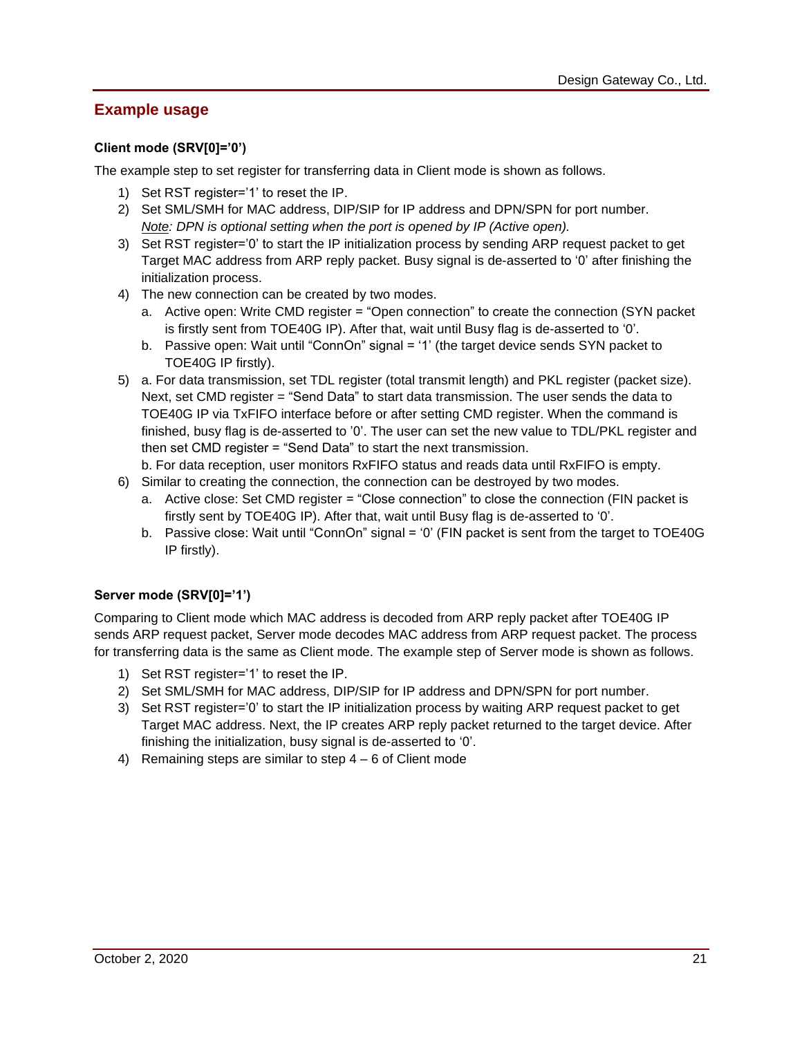## Example usage

### Client mode (SRV[0]='0')

The example step to set register for transferring data in Client mode is shown as follows.

1) Set RST register='1' to reset the IP.
2) Set SML/SMH for MAC address, DIP/SIP for IP address and DPN/SPN for port number.
   *Note: DPN is optional setting when the port is opened by IP (Active open).*
3) Set RST register='0' to start the IP initialization process by sending ARP request packet to get Target MAC address from ARP reply packet. Busy signal is de-asserted to '0' after finishing the initialization process.
4) The new connection can be created by two modes.
   a. Active open: Write CMD register = "Open connection" to create the connection (SYN packet is firstly sent from TOE40G IP). After that, wait until Busy flag is de-asserted to '0'.
   b. Passive open: Wait until "ConnOn" signal = '1' (the target device sends SYN packet to TOE40G IP firstly).
5) a. For data transmission, set TDL register (total transmit length) and PKL register (packet size). Next, set CMD register = "Send Data" to start data transmission. The user sends the data to TOE40G IP via TxFIFO interface before or after setting CMD register. When the command is finished, busy flag is de-asserted to '0'. The user can set the new value to TDL/PKL register and then set CMD register = "Send Data" to start the next transmission.
   b. For data reception, user monitors RxFIFO status and reads data until RxFIFO is empty.
6) Similar to creating the connection, the connection can be destroyed by two modes.
   a. Active close: Set CMD register = "Close connection" to close the connection (FIN packet is firstly sent by TOE40G IP). After that, wait until Busy flag is de-asserted to '0'.
   b. Passive close: Wait until "ConnOn" signal = '0' (FIN packet is sent from the target to TOE40G IP firstly).

### Server mode (SRV[0]='1')

Comparing to Client mode which MAC address is decoded from ARP reply packet after TOE40G IP sends ARP request packet, Server mode decodes MAC address from ARP request packet. The process for transferring data is the same as Client mode. The example step of Server mode is shown as follows.

1) Set RST register='1' to reset the IP.
2) Set SML/SMH for MAC address, DIP/SIP for IP address and DPN/SPN for port number.
3) Set RST register='0' to start the IP initialization process by waiting ARP request packet to get Target MAC address. Next, the IP creates ARP reply packet returned to the target device. After finishing the initialization, busy signal is de-asserted to '0'.
4) Remaining steps are similar to step 4 – 6 of Client mode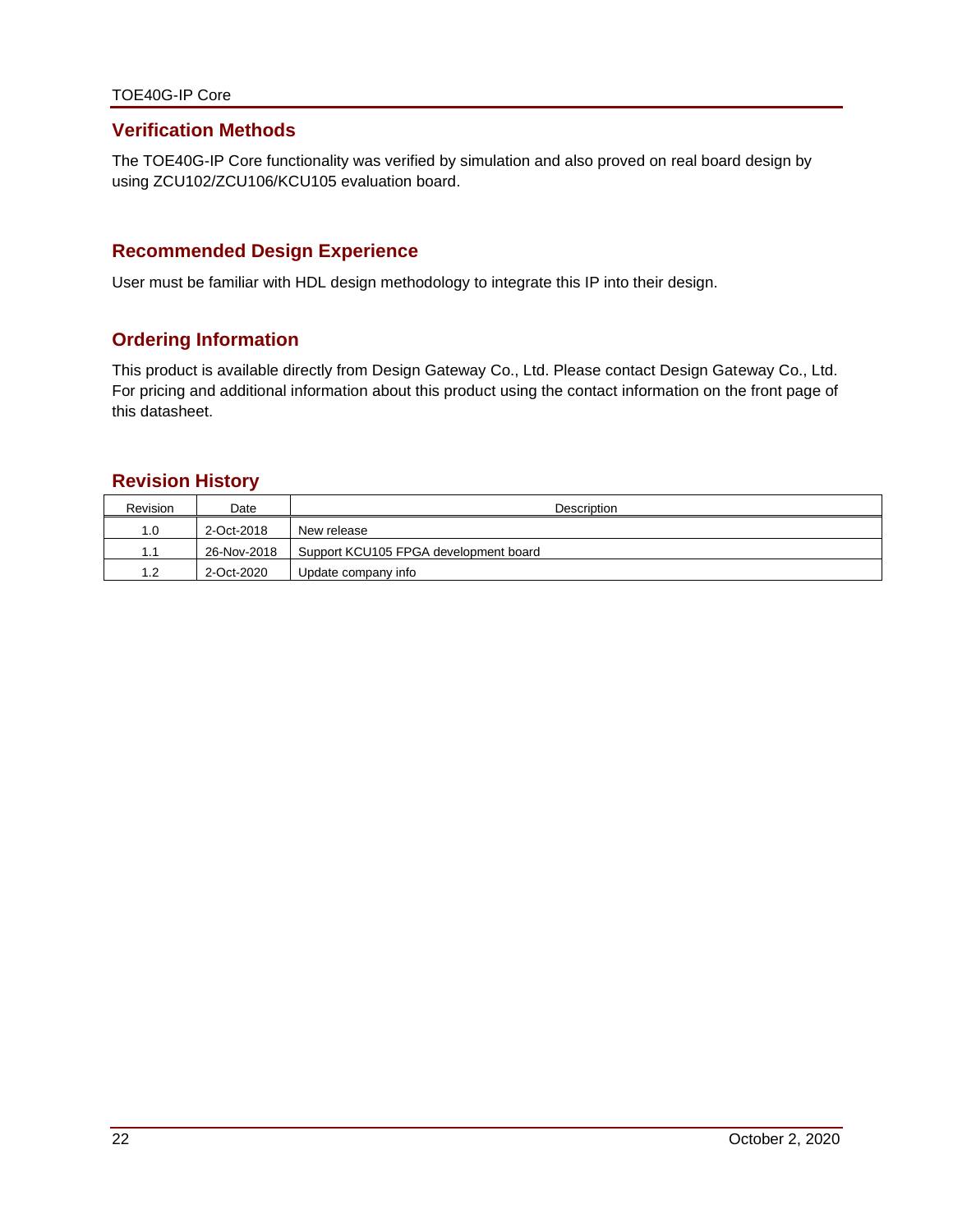## Verification Methods

The TOE40G-IP Core functionality was verified by simulation and also proved on real board design by using ZCU102/ZCU106/KCU105 evaluation board.

## Recommended Design Experience

User must be familiar with HDL design methodology to integrate this IP into their design.

## Ordering Information

This product is available directly from Design Gateway Co., Ltd. Please contact Design Gateway Co., Ltd. For pricing and additional information about this product using the contact information on the front page of this datasheet.

## Revision History

| Revision | Date | Description |
|---|---|---|
| 1.0 | 2-Oct-2018 | New release |
| 1.1 | 26-Nov-2018 | Support KCU105 FPGA development board |
| 1.2 | 2-Oct-2020 | Update company info |